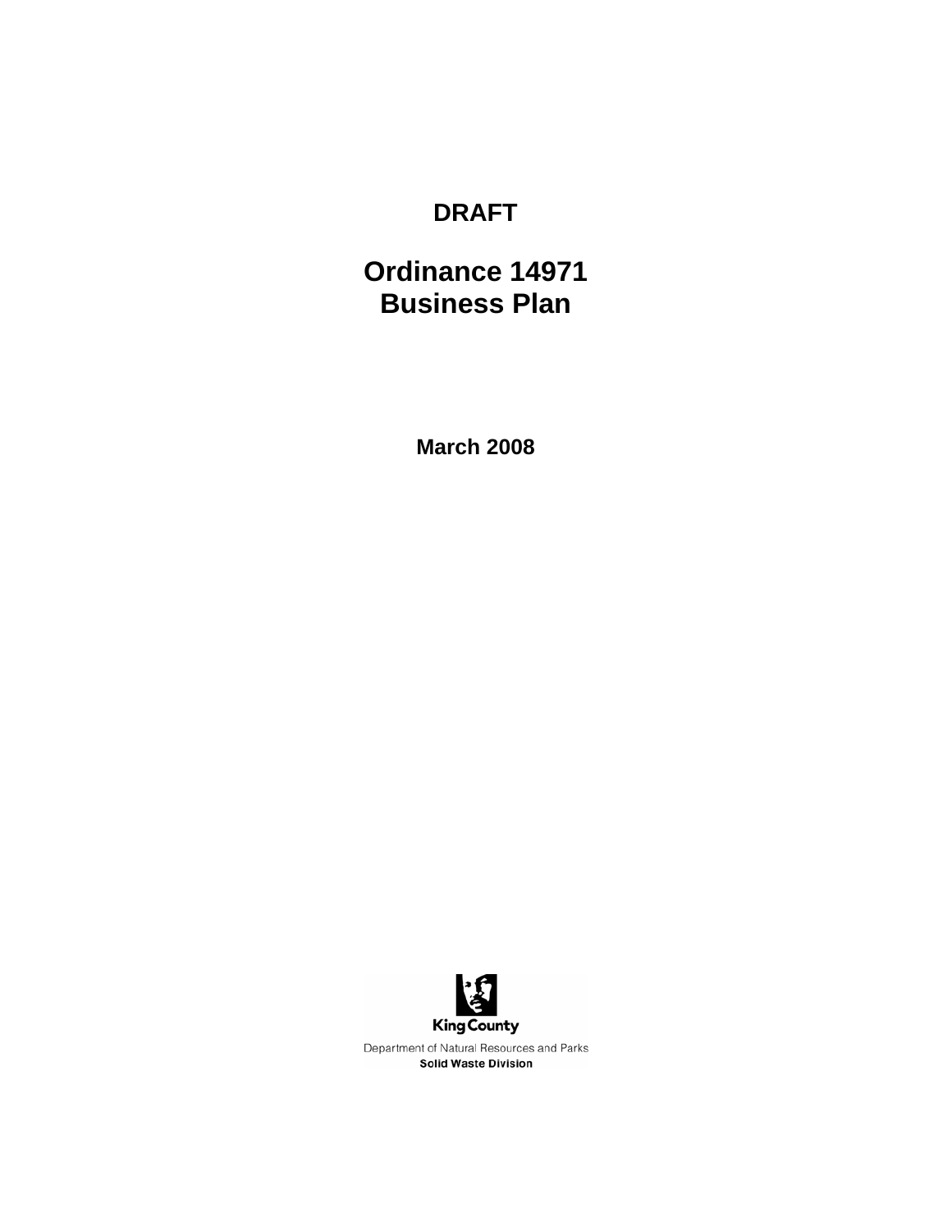**DRAFT**

# Ordinance 14971 Business Plan

**March 2008**

King County

Department of Natural Resources and Parks

**Solid Waste Division**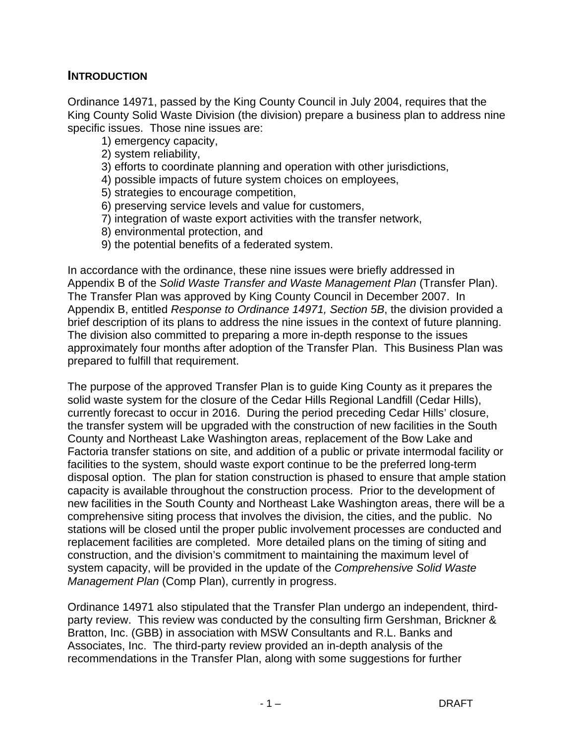## INTRODUCTION

Ordinance 14971, passed by the King County Council in July 2004, requires that the King County Solid Waste Division (the division) prepare a business plan to address nine specific issues. Those nine issues are:

1) emergency capacity,
2) system reliability,
3) efforts to coordinate planning and operation with other jurisdictions,
4) possible impacts of future system choices on employees,
5) strategies to encourage competition,
6) preserving service levels and value for customers,
7) integration of waste export activities with the transfer network,
8) environmental protection, and
9) the potential benefits of a federated system.

In accordance with the ordinance, these nine issues were briefly addressed in Appendix B of the *Solid Waste Transfer and Waste Management Plan* (Transfer Plan). The Transfer Plan was approved by King County Council in December 2007. In Appendix B, entitled *Response to Ordinance 14971, Section 5B*, the division provided a brief description of its plans to address the nine issues in the context of future planning. The division also committed to preparing a more in-depth response to the issues approximately four months after adoption of the Transfer Plan. This Business Plan was prepared to fulfill that requirement.

The purpose of the approved Transfer Plan is to guide King County as it prepares the solid waste system for the closure of the Cedar Hills Regional Landfill (Cedar Hills), currently forecast to occur in 2016. During the period preceding Cedar Hills' closure, the transfer system will be upgraded with the construction of new facilities in the South County and Northeast Lake Washington areas, replacement of the Bow Lake and Factoria transfer stations on site, and addition of a public or private intermodal facility or facilities to the system, should waste export continue to be the preferred long-term disposal option. The plan for station construction is phased to ensure that ample station capacity is available throughout the construction process. Prior to the development of new facilities in the South County and Northeast Lake Washington areas, there will be a comprehensive siting process that involves the division, the cities, and the public. No stations will be closed until the proper public involvement processes are conducted and replacement facilities are completed. More detailed plans on the timing of siting and construction, and the division's commitment to maintaining the maximum level of system capacity, will be provided in the update of the *Comprehensive Solid Waste Management Plan* (Comp Plan), currently in progress.

Ordinance 14971 also stipulated that the Transfer Plan undergo an independent, third-party review. This review was conducted by the consulting firm Gershman, Brickner & Bratton, Inc. (GBB) in association with MSW Consultants and R.L. Banks and Associates, Inc. The third-party review provided an in-depth analysis of the recommendations in the Transfer Plan, along with some suggestions for further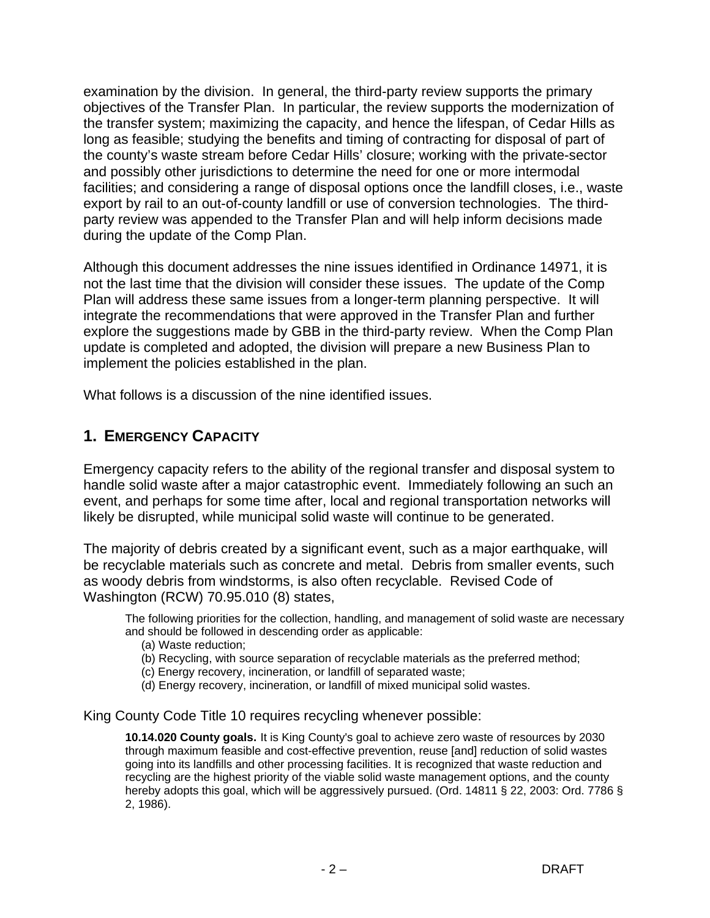examination by the division. In general, the third-party review supports the primary objectives of the Transfer Plan. In particular, the review supports the modernization of the transfer system; maximizing the capacity, and hence the lifespan, of Cedar Hills as long as feasible; studying the benefits and timing of contracting for disposal of part of the county's waste stream before Cedar Hills' closure; working with the private-sector and possibly other jurisdictions to determine the need for one or more intermodal facilities; and considering a range of disposal options once the landfill closes, i.e., waste export by rail to an out-of-county landfill or use of conversion technologies. The third-party review was appended to the Transfer Plan and will help inform decisions made during the update of the Comp Plan.

Although this document addresses the nine issues identified in Ordinance 14971, it is not the last time that the division will consider these issues. The update of the Comp Plan will address these same issues from a longer-term planning perspective. It will integrate the recommendations that were approved in the Transfer Plan and further explore the suggestions made by GBB in the third-party review. When the Comp Plan update is completed and adopted, the division will prepare a new Business Plan to implement the policies established in the plan.

What follows is a discussion of the nine identified issues.

## 1. EMERGENCY CAPACITY

Emergency capacity refers to the ability of the regional transfer and disposal system to handle solid waste after a major catastrophic event. Immediately following an such an event, and perhaps for some time after, local and regional transportation networks will likely be disrupted, while municipal solid waste will continue to be generated.

The majority of debris created by a significant event, such as a major earthquake, will be recyclable materials such as concrete and metal. Debris from smaller events, such as woody debris from windstorms, is also often recyclable. Revised Code of Washington (RCW) 70.95.010 (8) states,

> The following priorities for the collection, handling, and management of solid waste are necessary and should be followed in descending order as applicable:
> (a) Waste reduction;
> (b) Recycling, with source separation of recyclable materials as the preferred method;
> (c) Energy recovery, incineration, or landfill of separated waste;
> (d) Energy recovery, incineration, or landfill of mixed municipal solid wastes.

King County Code Title 10 requires recycling whenever possible:

> **10.14.020 County goals.** It is King County's goal to achieve zero waste of resources by 2030 through maximum feasible and cost-effective prevention, reuse [and] reduction of solid wastes going into its landfills and other processing facilities. It is recognized that waste reduction and recycling are the highest priority of the viable solid waste management options, and the county hereby adopts this goal, which will be aggressively pursued. (Ord. 14811 § 22, 2003: Ord. 7786 § 2, 1986).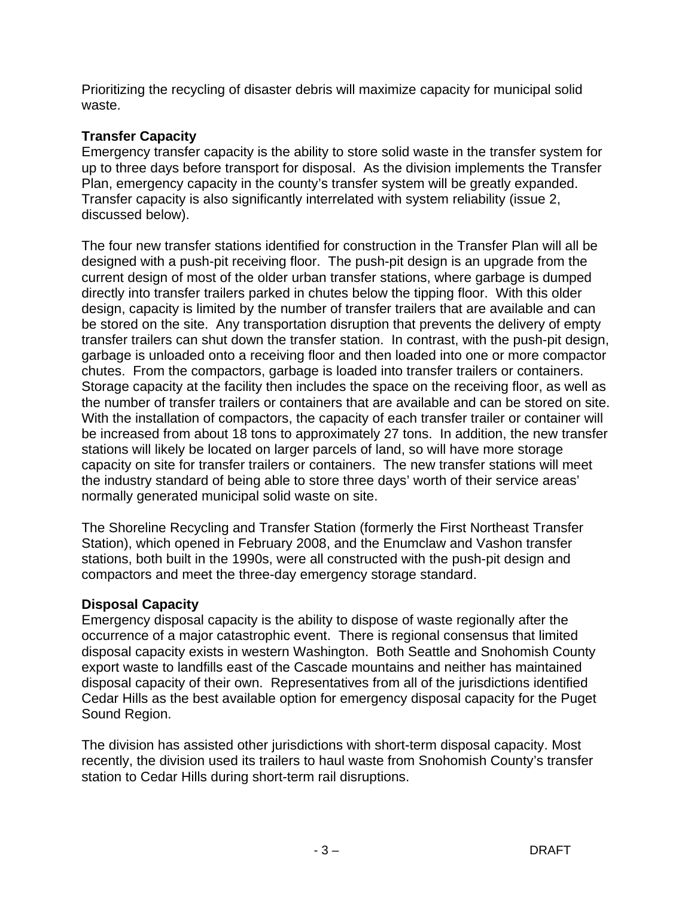Prioritizing the recycling of disaster debris will maximize capacity for municipal solid waste.

**Transfer Capacity**

Emergency transfer capacity is the ability to store solid waste in the transfer system for up to three days before transport for disposal. As the division implements the Transfer Plan, emergency capacity in the county's transfer system will be greatly expanded. Transfer capacity is also significantly interrelated with system reliability (issue 2, discussed below).

The four new transfer stations identified for construction in the Transfer Plan will all be designed with a push-pit receiving floor. The push-pit design is an upgrade from the current design of most of the older urban transfer stations, where garbage is dumped directly into transfer trailers parked in chutes below the tipping floor. With this older design, capacity is limited by the number of transfer trailers that are available and can be stored on the site. Any transportation disruption that prevents the delivery of empty transfer trailers can shut down the transfer station. In contrast, with the push-pit design, garbage is unloaded onto a receiving floor and then loaded into one or more compactor chutes. From the compactors, garbage is loaded into transfer trailers or containers. Storage capacity at the facility then includes the space on the receiving floor, as well as the number of transfer trailers or containers that are available and can be stored on site. With the installation of compactors, the capacity of each transfer trailer or container will be increased from about 18 tons to approximately 27 tons. In addition, the new transfer stations will likely be located on larger parcels of land, so will have more storage capacity on site for transfer trailers or containers. The new transfer stations will meet the industry standard of being able to store three days' worth of their service areas' normally generated municipal solid waste on site.

The Shoreline Recycling and Transfer Station (formerly the First Northeast Transfer Station), which opened in February 2008, and the Enumclaw and Vashon transfer stations, both built in the 1990s, were all constructed with the push-pit design and compactors and meet the three-day emergency storage standard.

**Disposal Capacity**

Emergency disposal capacity is the ability to dispose of waste regionally after the occurrence of a major catastrophic event. There is regional consensus that limited disposal capacity exists in western Washington. Both Seattle and Snohomish County export waste to landfills east of the Cascade mountains and neither has maintained disposal capacity of their own. Representatives from all of the jurisdictions identified Cedar Hills as the best available option for emergency disposal capacity for the Puget Sound Region.

The division has assisted other jurisdictions with short-term disposal capacity. Most recently, the division used its trailers to haul waste from Snohomish County's transfer station to Cedar Hills during short-term rail disruptions.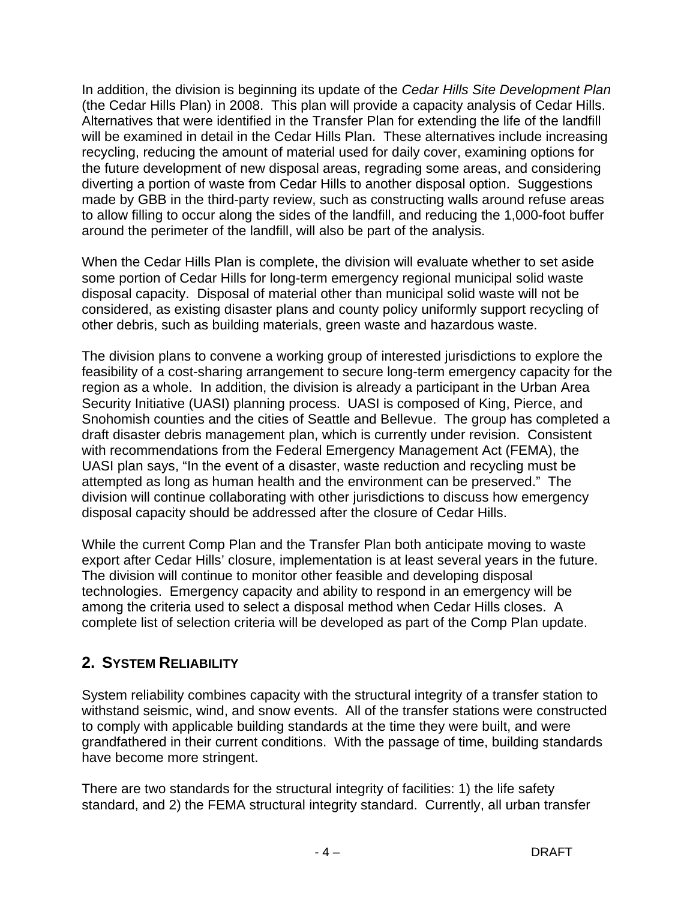In addition, the division is beginning its update of the *Cedar Hills Site Development Plan* (the Cedar Hills Plan) in 2008. This plan will provide a capacity analysis of Cedar Hills. Alternatives that were identified in the Transfer Plan for extending the life of the landfill will be examined in detail in the Cedar Hills Plan. These alternatives include increasing recycling, reducing the amount of material used for daily cover, examining options for the future development of new disposal areas, regrading some areas, and considering diverting a portion of waste from Cedar Hills to another disposal option. Suggestions made by GBB in the third-party review, such as constructing walls around refuse areas to allow filling to occur along the sides of the landfill, and reducing the 1,000-foot buffer around the perimeter of the landfill, will also be part of the analysis.

When the Cedar Hills Plan is complete, the division will evaluate whether to set aside some portion of Cedar Hills for long-term emergency regional municipal solid waste disposal capacity. Disposal of material other than municipal solid waste will not be considered, as existing disaster plans and county policy uniformly support recycling of other debris, such as building materials, green waste and hazardous waste.

The division plans to convene a working group of interested jurisdictions to explore the feasibility of a cost-sharing arrangement to secure long-term emergency capacity for the region as a whole. In addition, the division is already a participant in the Urban Area Security Initiative (UASI) planning process. UASI is composed of King, Pierce, and Snohomish counties and the cities of Seattle and Bellevue. The group has completed a draft disaster debris management plan, which is currently under revision. Consistent with recommendations from the Federal Emergency Management Act (FEMA), the UASI plan says, "In the event of a disaster, waste reduction and recycling must be attempted as long as human health and the environment can be preserved." The division will continue collaborating with other jurisdictions to discuss how emergency disposal capacity should be addressed after the closure of Cedar Hills.

While the current Comp Plan and the Transfer Plan both anticipate moving to waste export after Cedar Hills' closure, implementation is at least several years in the future. The division will continue to monitor other feasible and developing disposal technologies. Emergency capacity and ability to respond in an emergency will be among the criteria used to select a disposal method when Cedar Hills closes. A complete list of selection criteria will be developed as part of the Comp Plan update.

## 2. System Reliability

System reliability combines capacity with the structural integrity of a transfer station to withstand seismic, wind, and snow events. All of the transfer stations were constructed to comply with applicable building standards at the time they were built, and were grandfathered in their current conditions. With the passage of time, building standards have become more stringent.

There are two standards for the structural integrity of facilities: 1) the life safety standard, and 2) the FEMA structural integrity standard. Currently, all urban transfer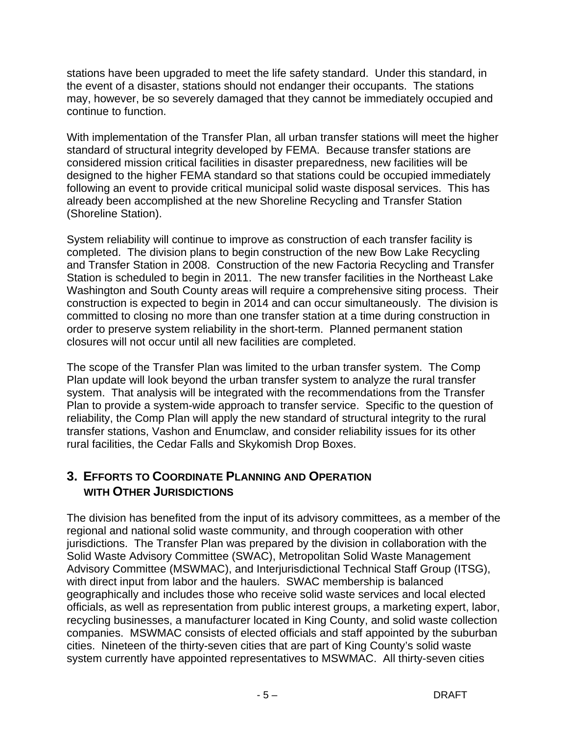stations have been upgraded to meet the life safety standard. Under this standard, in the event of a disaster, stations should not endanger their occupants. The stations may, however, be so severely damaged that they cannot be immediately occupied and continue to function.

With implementation of the Transfer Plan, all urban transfer stations will meet the higher standard of structural integrity developed by FEMA. Because transfer stations are considered mission critical facilities in disaster preparedness, new facilities will be designed to the higher FEMA standard so that stations could be occupied immediately following an event to provide critical municipal solid waste disposal services. This has already been accomplished at the new Shoreline Recycling and Transfer Station (Shoreline Station).

System reliability will continue to improve as construction of each transfer facility is completed. The division plans to begin construction of the new Bow Lake Recycling and Transfer Station in 2008. Construction of the new Factoria Recycling and Transfer Station is scheduled to begin in 2011. The new transfer facilities in the Northeast Lake Washington and South County areas will require a comprehensive siting process. Their construction is expected to begin in 2014 and can occur simultaneously. The division is committed to closing no more than one transfer station at a time during construction in order to preserve system reliability in the short-term. Planned permanent station closures will not occur until all new facilities are completed.

The scope of the Transfer Plan was limited to the urban transfer system. The Comp Plan update will look beyond the urban transfer system to analyze the rural transfer system. That analysis will be integrated with the recommendations from the Transfer Plan to provide a system-wide approach to transfer service. Specific to the question of reliability, the Comp Plan will apply the new standard of structural integrity to the rural transfer stations, Vashon and Enumclaw, and consider reliability issues for its other rural facilities, the Cedar Falls and Skykomish Drop Boxes.

## 3. Efforts to Coordinate Planning and Operation with Other Jurisdictions

The division has benefited from the input of its advisory committees, as a member of the regional and national solid waste community, and through cooperation with other jurisdictions. The Transfer Plan was prepared by the division in collaboration with the Solid Waste Advisory Committee (SWAC), Metropolitan Solid Waste Management Advisory Committee (MSWMAC), and Interjurisdictional Technical Staff Group (ITSG), with direct input from labor and the haulers. SWAC membership is balanced geographically and includes those who receive solid waste services and local elected officials, as well as representation from public interest groups, a marketing expert, labor, recycling businesses, a manufacturer located in King County, and solid waste collection companies. MSWMAC consists of elected officials and staff appointed by the suburban cities. Nineteen of the thirty-seven cities that are part of King County's solid waste system currently have appointed representatives to MSWMAC. All thirty-seven cities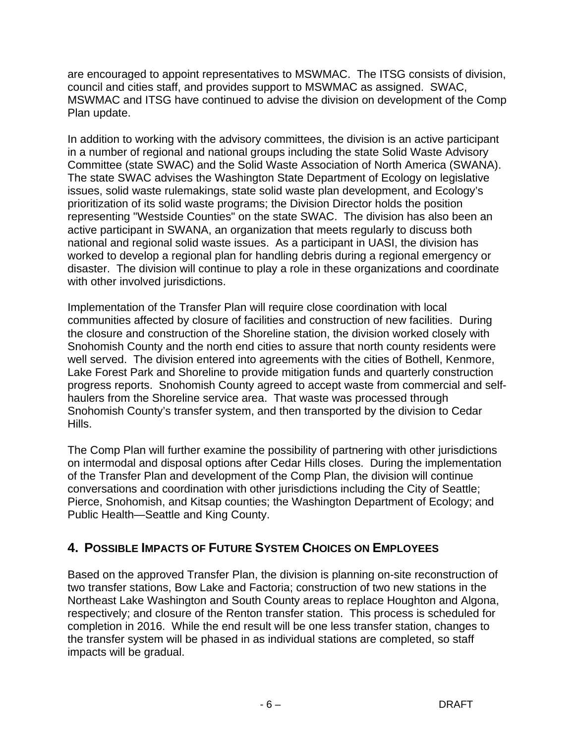are encouraged to appoint representatives to MSWMAC. The ITSG consists of division, council and cities staff, and provides support to MSWMAC as assigned. SWAC, MSWMAC and ITSG have continued to advise the division on development of the Comp Plan update.

In addition to working with the advisory committees, the division is an active participant in a number of regional and national groups including the state Solid Waste Advisory Committee (state SWAC) and the Solid Waste Association of North America (SWANA). The state SWAC advises the Washington State Department of Ecology on legislative issues, solid waste rulemakings, state solid waste plan development, and Ecology's prioritization of its solid waste programs; the Division Director holds the position representing "Westside Counties" on the state SWAC. The division has also been an active participant in SWANA, an organization that meets regularly to discuss both national and regional solid waste issues. As a participant in UASI, the division has worked to develop a regional plan for handling debris during a regional emergency or disaster. The division will continue to play a role in these organizations and coordinate with other involved jurisdictions.

Implementation of the Transfer Plan will require close coordination with local communities affected by closure of facilities and construction of new facilities. During the closure and construction of the Shoreline station, the division worked closely with Snohomish County and the north end cities to assure that north county residents were well served. The division entered into agreements with the cities of Bothell, Kenmore, Lake Forest Park and Shoreline to provide mitigation funds and quarterly construction progress reports. Snohomish County agreed to accept waste from commercial and self-haulers from the Shoreline service area. That waste was processed through Snohomish County's transfer system, and then transported by the division to Cedar Hills.

The Comp Plan will further examine the possibility of partnering with other jurisdictions on intermodal and disposal options after Cedar Hills closes. During the implementation of the Transfer Plan and development of the Comp Plan, the division will continue conversations and coordination with other jurisdictions including the City of Seattle; Pierce, Snohomish, and Kitsap counties; the Washington Department of Ecology; and Public Health—Seattle and King County.

## 4. Possible Impacts of Future System Choices on Employees

Based on the approved Transfer Plan, the division is planning on-site reconstruction of two transfer stations, Bow Lake and Factoria; construction of two new stations in the Northeast Lake Washington and South County areas to replace Houghton and Algona, respectively; and closure of the Renton transfer station. This process is scheduled for completion in 2016. While the end result will be one less transfer station, changes to the transfer system will be phased in as individual stations are completed, so staff impacts will be gradual.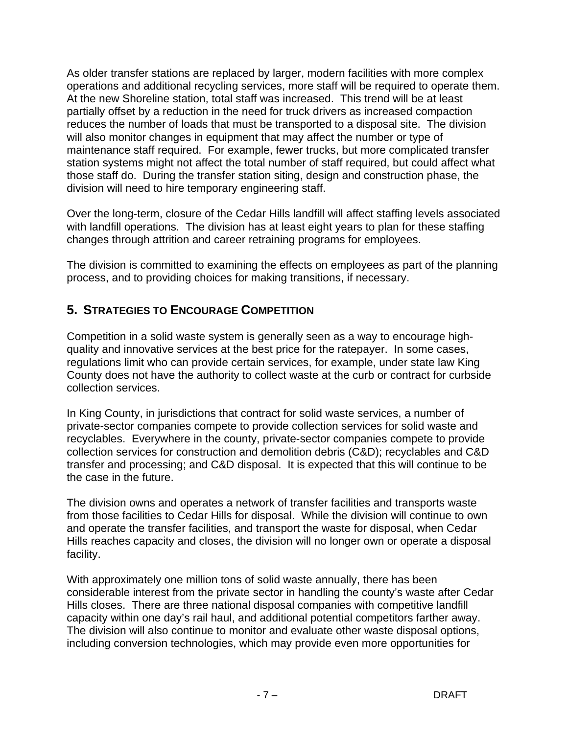As older transfer stations are replaced by larger, modern facilities with more complex operations and additional recycling services, more staff will be required to operate them. At the new Shoreline station, total staff was increased. This trend will be at least partially offset by a reduction in the need for truck drivers as increased compaction reduces the number of loads that must be transported to a disposal site. The division will also monitor changes in equipment that may affect the number or type of maintenance staff required. For example, fewer trucks, but more complicated transfer station systems might not affect the total number of staff required, but could affect what those staff do. During the transfer station siting, design and construction phase, the division will need to hire temporary engineering staff.

Over the long-term, closure of the Cedar Hills landfill will affect staffing levels associated with landfill operations. The division has at least eight years to plan for these staffing changes through attrition and career retraining programs for employees.

The division is committed to examining the effects on employees as part of the planning process, and to providing choices for making transitions, if necessary.

## 5. STRATEGIES TO ENCOURAGE COMPETITION

Competition in a solid waste system is generally seen as a way to encourage high-quality and innovative services at the best price for the ratepayer. In some cases, regulations limit who can provide certain services, for example, under state law King County does not have the authority to collect waste at the curb or contract for curbside collection services.

In King County, in jurisdictions that contract for solid waste services, a number of private-sector companies compete to provide collection services for solid waste and recyclables. Everywhere in the county, private-sector companies compete to provide collection services for construction and demolition debris (C&D); recyclables and C&D transfer and processing; and C&D disposal. It is expected that this will continue to be the case in the future.

The division owns and operates a network of transfer facilities and transports waste from those facilities to Cedar Hills for disposal. While the division will continue to own and operate the transfer facilities, and transport the waste for disposal, when Cedar Hills reaches capacity and closes, the division will no longer own or operate a disposal facility.

With approximately one million tons of solid waste annually, there has been considerable interest from the private sector in handling the county's waste after Cedar Hills closes. There are three national disposal companies with competitive landfill capacity within one day's rail haul, and additional potential competitors farther away. The division will also continue to monitor and evaluate other waste disposal options, including conversion technologies, which may provide even more opportunities for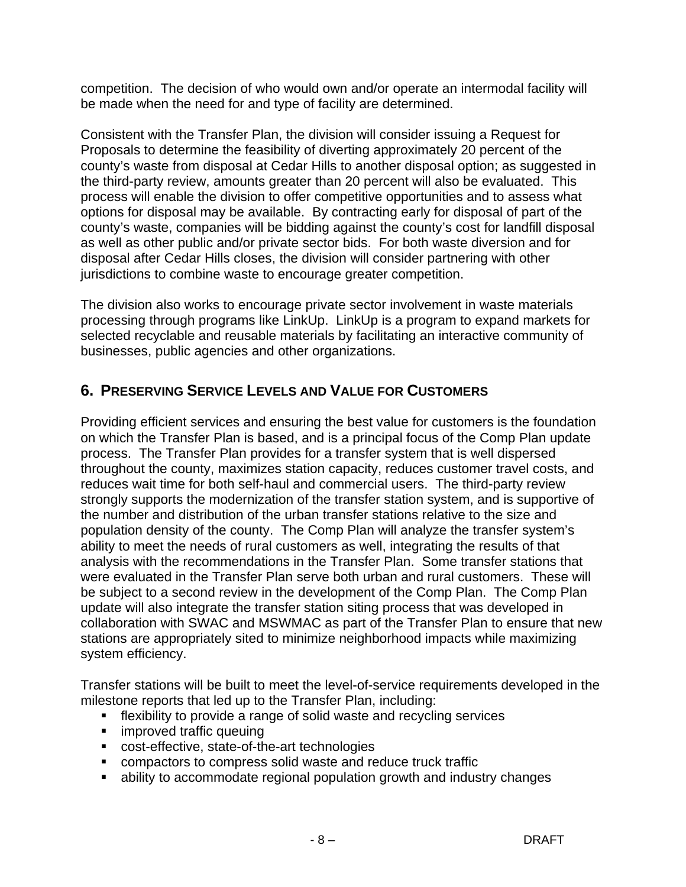competition. The decision of who would own and/or operate an intermodal facility will be made when the need for and type of facility are determined.

Consistent with the Transfer Plan, the division will consider issuing a Request for Proposals to determine the feasibility of diverting approximately 20 percent of the county's waste from disposal at Cedar Hills to another disposal option; as suggested in the third-party review, amounts greater than 20 percent will also be evaluated. This process will enable the division to offer competitive opportunities and to assess what options for disposal may be available. By contracting early for disposal of part of the county's waste, companies will be bidding against the county's cost for landfill disposal as well as other public and/or private sector bids. For both waste diversion and for disposal after Cedar Hills closes, the division will consider partnering with other jurisdictions to combine waste to encourage greater competition.

The division also works to encourage private sector involvement in waste materials processing through programs like LinkUp. LinkUp is a program to expand markets for selected recyclable and reusable materials by facilitating an interactive community of businesses, public agencies and other organizations.

## 6. Preserving Service Levels and Value for Customers

Providing efficient services and ensuring the best value for customers is the foundation on which the Transfer Plan is based, and is a principal focus of the Comp Plan update process. The Transfer Plan provides for a transfer system that is well dispersed throughout the county, maximizes station capacity, reduces customer travel costs, and reduces wait time for both self-haul and commercial users. The third-party review strongly supports the modernization of the transfer station system, and is supportive of the number and distribution of the urban transfer stations relative to the size and population density of the county. The Comp Plan will analyze the transfer system's ability to meet the needs of rural customers as well, integrating the results of that analysis with the recommendations in the Transfer Plan. Some transfer stations that were evaluated in the Transfer Plan serve both urban and rural customers. These will be subject to a second review in the development of the Comp Plan. The Comp Plan update will also integrate the transfer station siting process that was developed in collaboration with SWAC and MSWMAC as part of the Transfer Plan to ensure that new stations are appropriately sited to minimize neighborhood impacts while maximizing system efficiency.

Transfer stations will be built to meet the level-of-service requirements developed in the milestone reports that led up to the Transfer Plan, including:

- flexibility to provide a range of solid waste and recycling services
- improved traffic queuing
- cost-effective, state-of-the-art technologies
- compactors to compress solid waste and reduce truck traffic
- ability to accommodate regional population growth and industry changes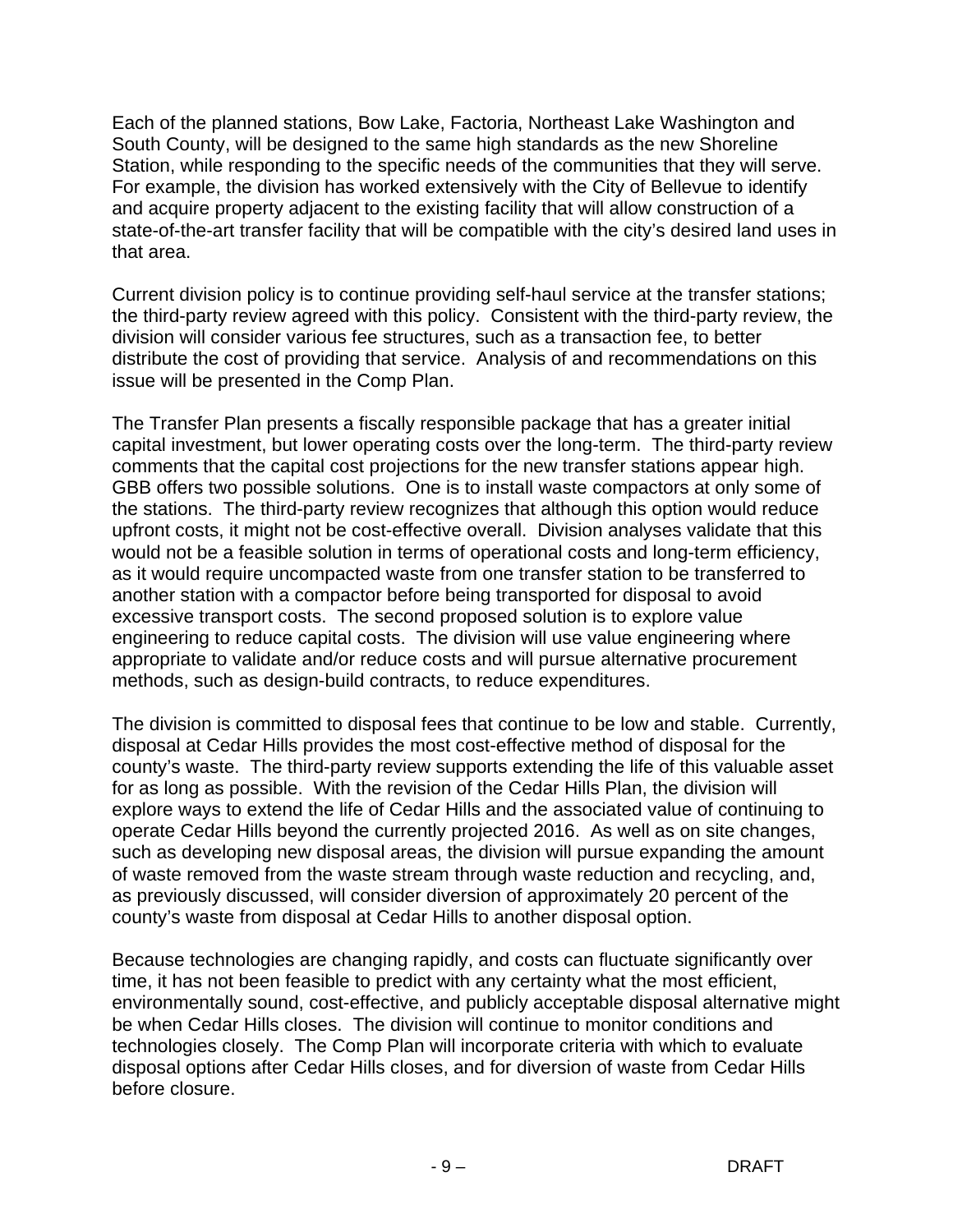Each of the planned stations, Bow Lake, Factoria, Northeast Lake Washington and South County, will be designed to the same high standards as the new Shoreline Station, while responding to the specific needs of the communities that they will serve. For example, the division has worked extensively with the City of Bellevue to identify and acquire property adjacent to the existing facility that will allow construction of a state-of-the-art transfer facility that will be compatible with the city's desired land uses in that area.

Current division policy is to continue providing self-haul service at the transfer stations; the third-party review agreed with this policy. Consistent with the third-party review, the division will consider various fee structures, such as a transaction fee, to better distribute the cost of providing that service. Analysis of and recommendations on this issue will be presented in the Comp Plan.

The Transfer Plan presents a fiscally responsible package that has a greater initial capital investment, but lower operating costs over the long-term. The third-party review comments that the capital cost projections for the new transfer stations appear high. GBB offers two possible solutions. One is to install waste compactors at only some of the stations. The third-party review recognizes that although this option would reduce upfront costs, it might not be cost-effective overall. Division analyses validate that this would not be a feasible solution in terms of operational costs and long-term efficiency, as it would require uncompacted waste from one transfer station to be transferred to another station with a compactor before being transported for disposal to avoid excessive transport costs. The second proposed solution is to explore value engineering to reduce capital costs. The division will use value engineering where appropriate to validate and/or reduce costs and will pursue alternative procurement methods, such as design-build contracts, to reduce expenditures.

The division is committed to disposal fees that continue to be low and stable. Currently, disposal at Cedar Hills provides the most cost-effective method of disposal for the county's waste. The third-party review supports extending the life of this valuable asset for as long as possible. With the revision of the Cedar Hills Plan, the division will explore ways to extend the life of Cedar Hills and the associated value of continuing to operate Cedar Hills beyond the currently projected 2016. As well as on site changes, such as developing new disposal areas, the division will pursue expanding the amount of waste removed from the waste stream through waste reduction and recycling, and, as previously discussed, will consider diversion of approximately 20 percent of the county's waste from disposal at Cedar Hills to another disposal option.

Because technologies are changing rapidly, and costs can fluctuate significantly over time, it has not been feasible to predict with any certainty what the most efficient, environmentally sound, cost-effective, and publicly acceptable disposal alternative might be when Cedar Hills closes. The division will continue to monitor conditions and technologies closely. The Comp Plan will incorporate criteria with which to evaluate disposal options after Cedar Hills closes, and for diversion of waste from Cedar Hills before closure.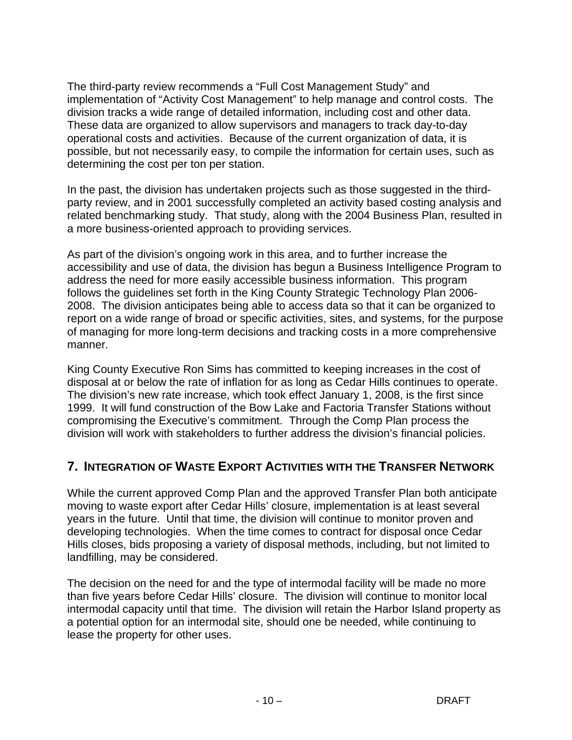The third-party review recommends a "Full Cost Management Study" and implementation of "Activity Cost Management" to help manage and control costs. The division tracks a wide range of detailed information, including cost and other data. These data are organized to allow supervisors and managers to track day-to-day operational costs and activities. Because of the current organization of data, it is possible, but not necessarily easy, to compile the information for certain uses, such as determining the cost per ton per station.

In the past, the division has undertaken projects such as those suggested in the third-party review, and in 2001 successfully completed an activity based costing analysis and related benchmarking study. That study, along with the 2004 Business Plan, resulted in a more business-oriented approach to providing services.

As part of the division's ongoing work in this area, and to further increase the accessibility and use of data, the division has begun a Business Intelligence Program to address the need for more easily accessible business information. This program follows the guidelines set forth in the King County Strategic Technology Plan 2006-2008. The division anticipates being able to access data so that it can be organized to report on a wide range of broad or specific activities, sites, and systems, for the purpose of managing for more long-term decisions and tracking costs in a more comprehensive manner.

King County Executive Ron Sims has committed to keeping increases in the cost of disposal at or below the rate of inflation for as long as Cedar Hills continues to operate. The division's new rate increase, which took effect January 1, 2008, is the first since 1999. It will fund construction of the Bow Lake and Factoria Transfer Stations without compromising the Executive's commitment. Through the Comp Plan process the division will work with stakeholders to further address the division's financial policies.

## 7. Integration of Waste Export Activities with the Transfer Network

While the current approved Comp Plan and the approved Transfer Plan both anticipate moving to waste export after Cedar Hills' closure, implementation is at least several years in the future. Until that time, the division will continue to monitor proven and developing technologies. When the time comes to contract for disposal once Cedar Hills closes, bids proposing a variety of disposal methods, including, but not limited to landfilling, may be considered.

The decision on the need for and the type of intermodal facility will be made no more than five years before Cedar Hills' closure. The division will continue to monitor local intermodal capacity until that time. The division will retain the Harbor Island property as a potential option for an intermodal site, should one be needed, while continuing to lease the property for other uses.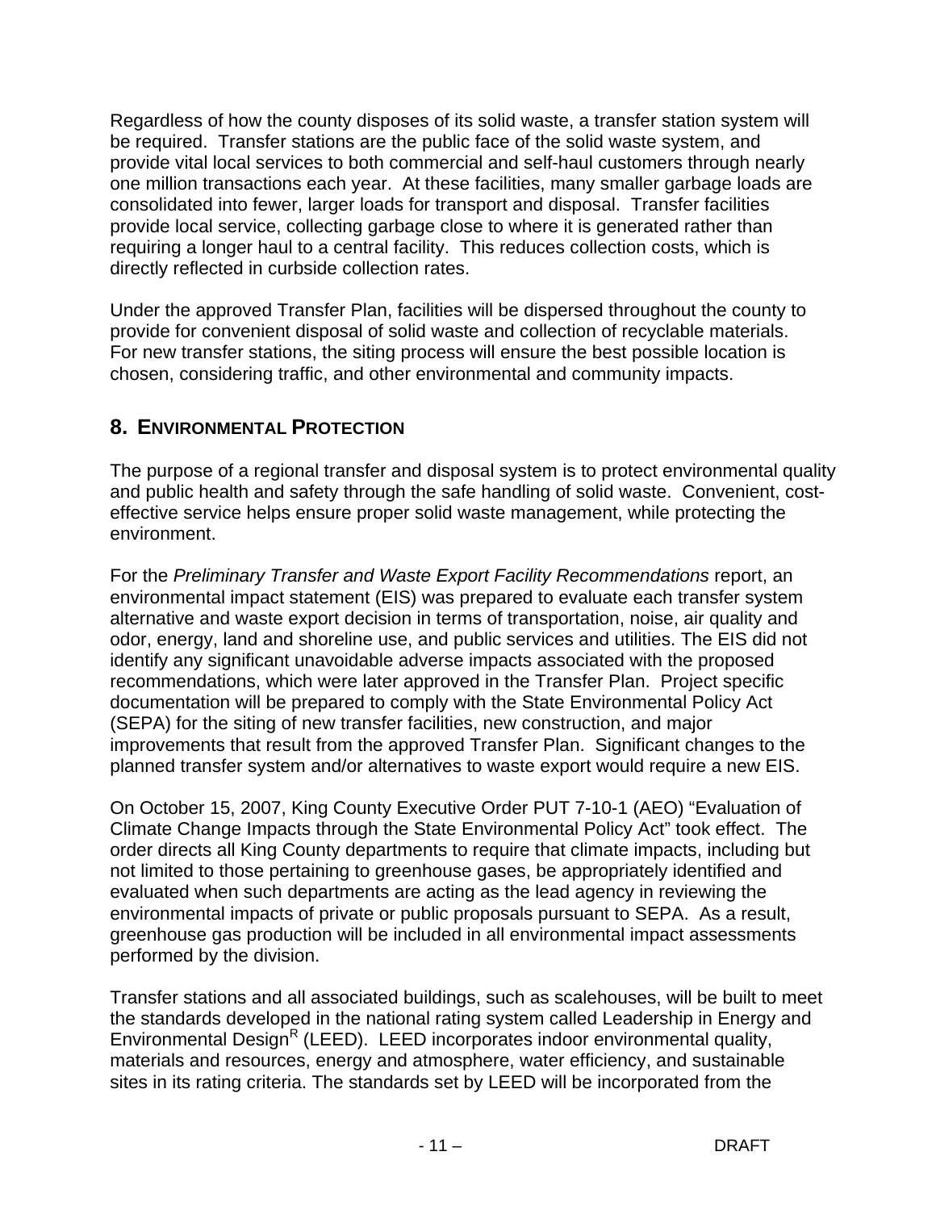Regardless of how the county disposes of its solid waste, a transfer station system will be required. Transfer stations are the public face of the solid waste system, and provide vital local services to both commercial and self-haul customers through nearly one million transactions each year. At these facilities, many smaller garbage loads are consolidated into fewer, larger loads for transport and disposal. Transfer facilities provide local service, collecting garbage close to where it is generated rather than requiring a longer haul to a central facility. This reduces collection costs, which is directly reflected in curbside collection rates.

Under the approved Transfer Plan, facilities will be dispersed throughout the county to provide for convenient disposal of solid waste and collection of recyclable materials. For new transfer stations, the siting process will ensure the best possible location is chosen, considering traffic, and other environmental and community impacts.

## 8. Environmental Protection

The purpose of a regional transfer and disposal system is to protect environmental quality and public health and safety through the safe handling of solid waste. Convenient, cost-effective service helps ensure proper solid waste management, while protecting the environment.

For the *Preliminary Transfer and Waste Export Facility Recommendations* report, an environmental impact statement (EIS) was prepared to evaluate each transfer system alternative and waste export decision in terms of transportation, noise, air quality and odor, energy, land and shoreline use, and public services and utilities. The EIS did not identify any significant unavoidable adverse impacts associated with the proposed recommendations, which were later approved in the Transfer Plan. Project specific documentation will be prepared to comply with the State Environmental Policy Act (SEPA) for the siting of new transfer facilities, new construction, and major improvements that result from the approved Transfer Plan. Significant changes to the planned transfer system and/or alternatives to waste export would require a new EIS.

On October 15, 2007, King County Executive Order PUT 7-10-1 (AEO) "Evaluation of Climate Change Impacts through the State Environmental Policy Act" took effect. The order directs all King County departments to require that climate impacts, including but not limited to those pertaining to greenhouse gases, be appropriately identified and evaluated when such departments are acting as the lead agency in reviewing the environmental impacts of private or public proposals pursuant to SEPA. As a result, greenhouse gas production will be included in all environmental impact assessments performed by the division.

Transfer stations and all associated buildings, such as scalehouses, will be built to meet the standards developed in the national rating system called Leadership in Energy and Environmental Design® (LEED). LEED incorporates indoor environmental quality, materials and resources, energy and atmosphere, water efficiency, and sustainable sites in its rating criteria. The standards set by LEED will be incorporated from the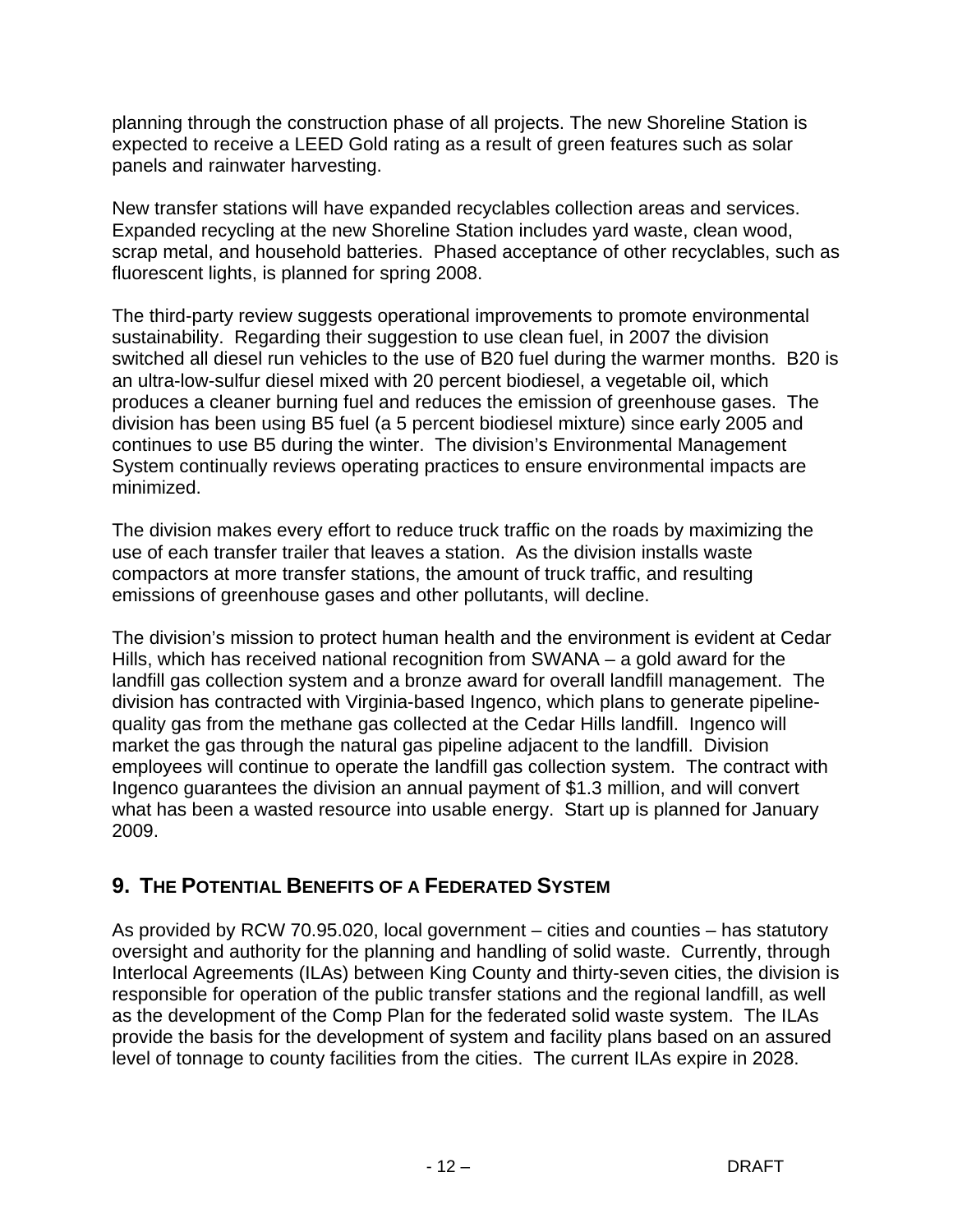planning through the construction phase of all projects. The new Shoreline Station is expected to receive a LEED Gold rating as a result of green features such as solar panels and rainwater harvesting.

New transfer stations will have expanded recyclables collection areas and services. Expanded recycling at the new Shoreline Station includes yard waste, clean wood, scrap metal, and household batteries. Phased acceptance of other recyclables, such as fluorescent lights, is planned for spring 2008.

The third-party review suggests operational improvements to promote environmental sustainability. Regarding their suggestion to use clean fuel, in 2007 the division switched all diesel run vehicles to the use of B20 fuel during the warmer months. B20 is an ultra-low-sulfur diesel mixed with 20 percent biodiesel, a vegetable oil, which produces a cleaner burning fuel and reduces the emission of greenhouse gases. The division has been using B5 fuel (a 5 percent biodiesel mixture) since early 2005 and continues to use B5 during the winter. The division's Environmental Management System continually reviews operating practices to ensure environmental impacts are minimized.

The division makes every effort to reduce truck traffic on the roads by maximizing the use of each transfer trailer that leaves a station. As the division installs waste compactors at more transfer stations, the amount of truck traffic, and resulting emissions of greenhouse gases and other pollutants, will decline.

The division's mission to protect human health and the environment is evident at Cedar Hills, which has received national recognition from SWANA – a gold award for the landfill gas collection system and a bronze award for overall landfill management. The division has contracted with Virginia-based Ingenco, which plans to generate pipeline-quality gas from the methane gas collected at the Cedar Hills landfill. Ingenco will market the gas through the natural gas pipeline adjacent to the landfill. Division employees will continue to operate the landfill gas collection system. The contract with Ingenco guarantees the division an annual payment of $1.3 million, and will convert what has been a wasted resource into usable energy. Start up is planned for January 2009.

## 9. THE POTENTIAL BENEFITS OF A FEDERATED SYSTEM

As provided by RCW 70.95.020, local government – cities and counties – has statutory oversight and authority for the planning and handling of solid waste. Currently, through Interlocal Agreements (ILAs) between King County and thirty-seven cities, the division is responsible for operation of the public transfer stations and the regional landfill, as well as the development of the Comp Plan for the federated solid waste system. The ILAs provide the basis for the development of system and facility plans based on an assured level of tonnage to county facilities from the cities. The current ILAs expire in 2028.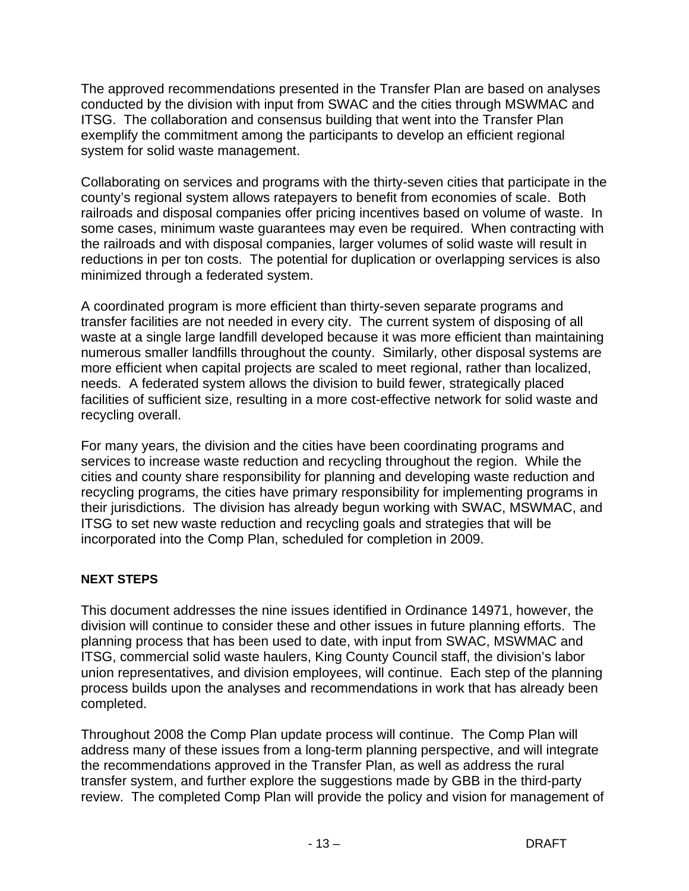The approved recommendations presented in the Transfer Plan are based on analyses conducted by the division with input from SWAC and the cities through MSWMAC and ITSG. The collaboration and consensus building that went into the Transfer Plan exemplify the commitment among the participants to develop an efficient regional system for solid waste management.

Collaborating on services and programs with the thirty-seven cities that participate in the county's regional system allows ratepayers to benefit from economies of scale. Both railroads and disposal companies offer pricing incentives based on volume of waste. In some cases, minimum waste guarantees may even be required. When contracting with the railroads and with disposal companies, larger volumes of solid waste will result in reductions in per ton costs. The potential for duplication or overlapping services is also minimized through a federated system.

A coordinated program is more efficient than thirty-seven separate programs and transfer facilities are not needed in every city. The current system of disposing of all waste at a single large landfill developed because it was more efficient than maintaining numerous smaller landfills throughout the county. Similarly, other disposal systems are more efficient when capital projects are scaled to meet regional, rather than localized, needs. A federated system allows the division to build fewer, strategically placed facilities of sufficient size, resulting in a more cost-effective network for solid waste and recycling overall.

For many years, the division and the cities have been coordinating programs and services to increase waste reduction and recycling throughout the region. While the cities and county share responsibility for planning and developing waste reduction and recycling programs, the cities have primary responsibility for implementing programs in their jurisdictions. The division has already begun working with SWAC, MSWMAC, and ITSG to set new waste reduction and recycling goals and strategies that will be incorporated into the Comp Plan, scheduled for completion in 2009.

**NEXT STEPS**

This document addresses the nine issues identified in Ordinance 14971, however, the division will continue to consider these and other issues in future planning efforts. The planning process that has been used to date, with input from SWAC, MSWMAC and ITSG, commercial solid waste haulers, King County Council staff, the division's labor union representatives, and division employees, will continue. Each step of the planning process builds upon the analyses and recommendations in work that has already been completed.

Throughout 2008 the Comp Plan update process will continue. The Comp Plan will address many of these issues from a long-term planning perspective, and will integrate the recommendations approved in the Transfer Plan, as well as address the rural transfer system, and further explore the suggestions made by GBB in the third-party review. The completed Comp Plan will provide the policy and vision for management of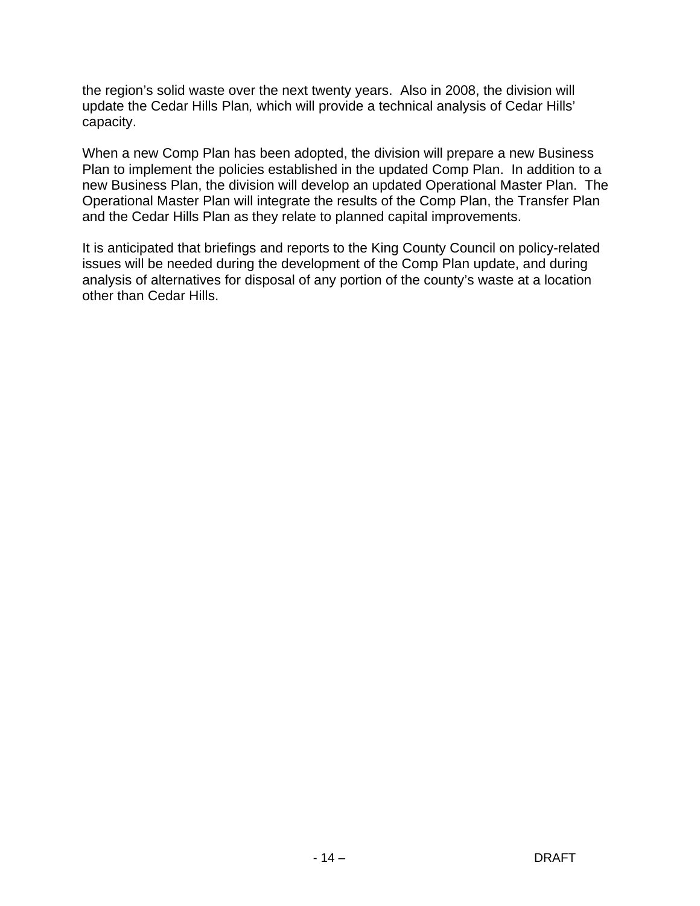the region's solid waste over the next twenty years. Also in 2008, the division will update the Cedar Hills Plan*,* which will provide a technical analysis of Cedar Hills' capacity.

When a new Comp Plan has been adopted, the division will prepare a new Business Plan to implement the policies established in the updated Comp Plan. In addition to a new Business Plan, the division will develop an updated Operational Master Plan. The Operational Master Plan will integrate the results of the Comp Plan, the Transfer Plan and the Cedar Hills Plan as they relate to planned capital improvements.

It is anticipated that briefings and reports to the King County Council on policy-related issues will be needed during the development of the Comp Plan update, and during analysis of alternatives for disposal of any portion of the county's waste at a location other than Cedar Hills.